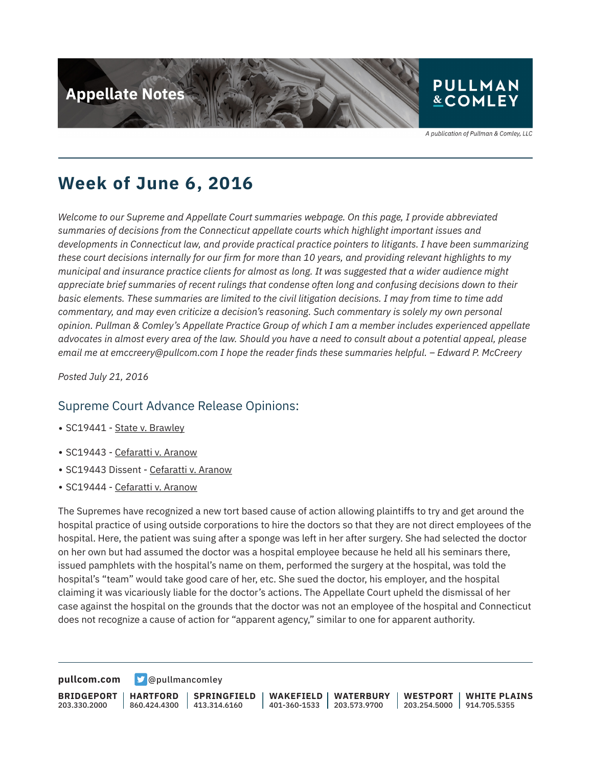# Week of June 6, 2016

*Welcome to our Supreme and Appellate Court summaries webpage. On this page, I provide abbreviated summaries of decisions from the Connecticut appellate courts which highlight important issues and developments in Connecticut law, and provide practical practice pointers to litigants. I have been summarizing these court decisions internally for our firm for more than 10 years, and providing relevant highlights to my municipal and insurance practice clients for almost as long. It was suggested that a wider audience might appreciate brief summaries of recent rulings that condense often long and confusing decisions down to their basic elements. These summaries are limited to the civil litigation decisions. I may from time to time add commentary, and may even criticize a decision's reasoning. Such commentary is solely my own personal opinion. Pullman & Comley's Appellate Practice Group of which I am a member includes experienced appellate advocates in almost every area of the law. Should you have a need to consult about a potential appeal, please email me at emccreery@pullcom.com I hope the reader finds these summaries helpful. – Edward P. McCreery*

*Posted July 21, 2016*

## Supreme Court Advance Release Opinions:

- SC19441 - State v. Brawley

- SC19443 - Cefaratti v. Aranow
- SC19443 Dissent - Cefaratti v. Aranow
- SC19444 - Cefaratti v. Aranow

The Supremes have recognized a new tort based cause of action allowing plaintiffs to try and get around the hospital practice of using outside corporations to hire the doctors so that they are not direct employees of the hospital. Here, the patient was suing after a sponge was left in her after surgery. She had selected the doctor on her own but had assumed the doctor was a hospital employee because he held all his seminars there, issued pamphlets with the hospital's name on them, performed the surgery at the hospital, was told the hospital's "team" would take good care of her, etc. She sued the doctor, his employer, and the hospital claiming it was vicariously liable for the doctor's actions. The Appellate Court upheld the dismissal of her case against the hospital on the grounds that the doctor was not an employee of the hospital and Connecticut does not recognize a cause of action for "apparent agency," similar to one for apparent authority.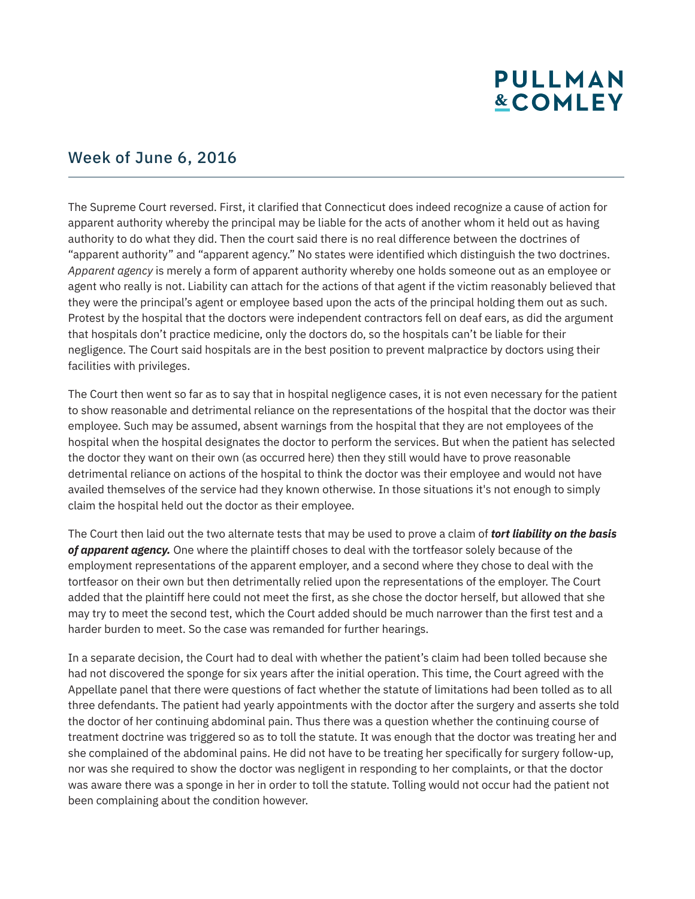## Week of June 6, 2016

The Supreme Court reversed. First, it clarified that Connecticut does indeed recognize a cause of action for apparent authority whereby the principal may be liable for the acts of another whom it held out as having authority to do what they did. Then the court said there is no real difference between the doctrines of "apparent authority" and "apparent agency." No states were identified which distinguish the two doctrines. *Apparent agency* is merely a form of apparent authority whereby one holds someone out as an employee or agent who really is not. Liability can attach for the actions of that agent if the victim reasonably believed that they were the principal's agent or employee based upon the acts of the principal holding them out as such. Protest by the hospital that the doctors were independent contractors fell on deaf ears, as did the argument that hospitals don't practice medicine, only the doctors do, so the hospitals can't be liable for their negligence. The Court said hospitals are in the best position to prevent malpractice by doctors using their facilities with privileges.

The Court then went so far as to say that in hospital negligence cases, it is not even necessary for the patient to show reasonable and detrimental reliance on the representations of the hospital that the doctor was their employee. Such may be assumed, absent warnings from the hospital that they are not employees of the hospital when the hospital designates the doctor to perform the services. But when the patient has selected the doctor they want on their own (as occurred here) then they still would have to prove reasonable detrimental reliance on actions of the hospital to think the doctor was their employee and would not have availed themselves of the service had they known otherwise. In those situations it's not enough to simply claim the hospital held out the doctor as their employee.

The Court then laid out the two alternate tests that may be used to prove a claim of ***tort liability on the basis of apparent agency.*** One where the plaintiff choses to deal with the tortfeasor solely because of the employment representations of the apparent employer, and a second where they chose to deal with the tortfeasor on their own but then detrimentally relied upon the representations of the employer. The Court added that the plaintiff here could not meet the first, as she chose the doctor herself, but allowed that she may try to meet the second test, which the Court added should be much narrower than the first test and a harder burden to meet. So the case was remanded for further hearings.

In a separate decision, the Court had to deal with whether the patient's claim had been tolled because she had not discovered the sponge for six years after the initial operation. This time, the Court agreed with the Appellate panel that there were questions of fact whether the statute of limitations had been tolled as to all three defendants. The patient had yearly appointments with the doctor after the surgery and asserts she told the doctor of her continuing abdominal pain. Thus there was a question whether the continuing course of treatment doctrine was triggered so as to toll the statute. It was enough that the doctor was treating her and she complained of the abdominal pains. He did not have to be treating her specifically for surgery follow-up, nor was she required to show the doctor was negligent in responding to her complaints, or that the doctor was aware there was a sponge in her in order to toll the statute. Tolling would not occur had the patient not been complaining about the condition however.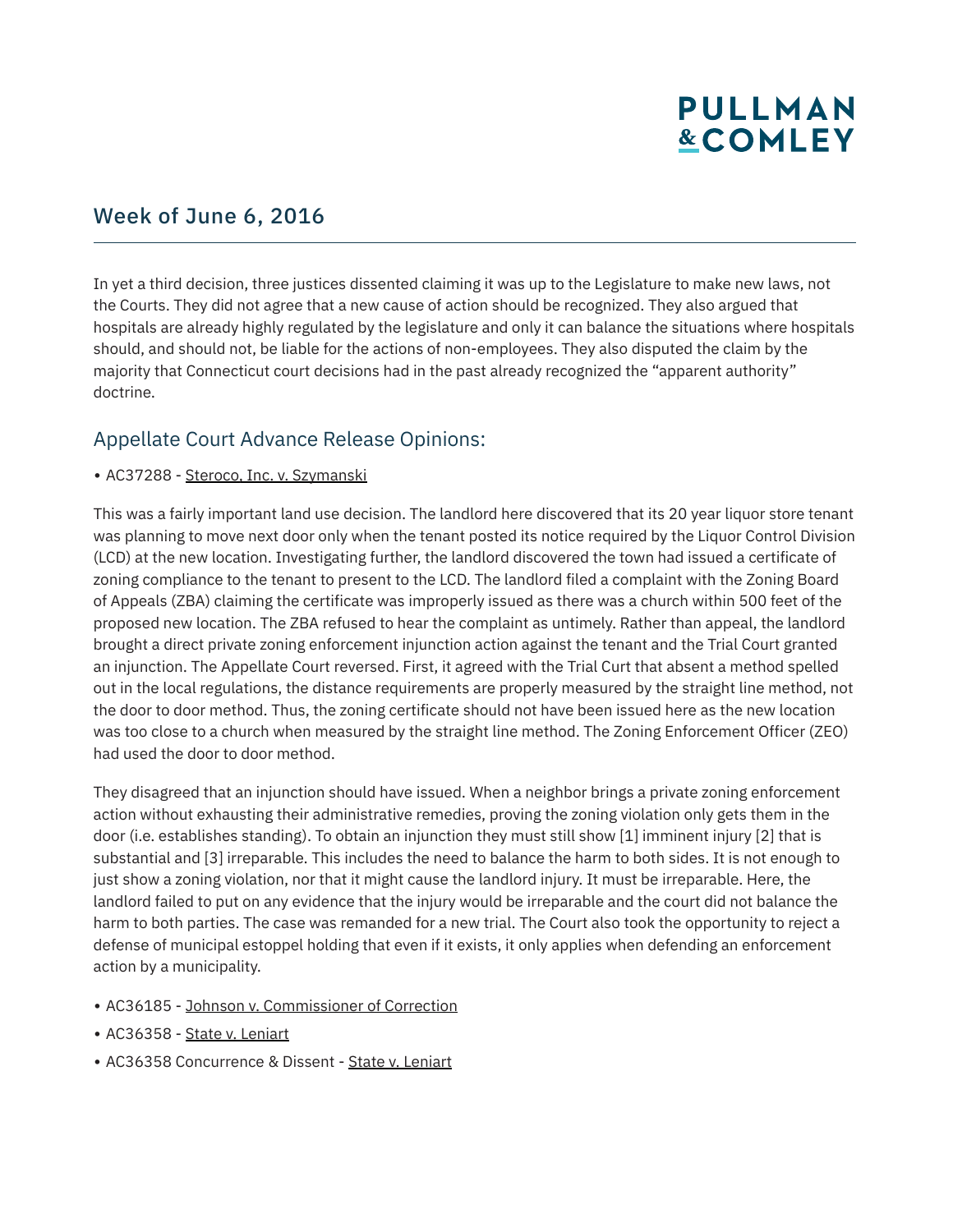## Week of June 6, 2016

In yet a third decision, three justices dissented claiming it was up to the Legislature to make new laws, not the Courts. They did not agree that a new cause of action should be recognized. They also argued that hospitals are already highly regulated by the legislature and only it can balance the situations where hospitals should, and should not, be liable for the actions of non-employees. They also disputed the claim by the majority that Connecticut court decisions had in the past already recognized the "apparent authority" doctrine.

### Appellate Court Advance Release Opinions:

- AC37288 - Steroco, Inc. v. Szymanski

This was a fairly important land use decision. The landlord here discovered that its 20 year liquor store tenant was planning to move next door only when the tenant posted its notice required by the Liquor Control Division (LCD) at the new location. Investigating further, the landlord discovered the town had issued a certificate of zoning compliance to the tenant to present to the LCD. The landlord filed a complaint with the Zoning Board of Appeals (ZBA) claiming the certificate was improperly issued as there was a church within 500 feet of the proposed new location. The ZBA refused to hear the complaint as untimely. Rather than appeal, the landlord brought a direct private zoning enforcement injunction action against the tenant and the Trial Court granted an injunction. The Appellate Court reversed. First, it agreed with the Trial Curt that absent a method spelled out in the local regulations, the distance requirements are properly measured by the straight line method, not the door to door method. Thus, the zoning certificate should not have been issued here as the new location was too close to a church when measured by the straight line method. The Zoning Enforcement Officer (ZEO) had used the door to door method.

They disagreed that an injunction should have issued. When a neighbor brings a private zoning enforcement action without exhausting their administrative remedies, proving the zoning violation only gets them in the door (i.e. establishes standing). To obtain an injunction they must still show [1] imminent injury [2] that is substantial and [3] irreparable. This includes the need to balance the harm to both sides. It is not enough to just show a zoning violation, nor that it might cause the landlord injury. It must be irreparable. Here, the landlord failed to put on any evidence that the injury would be irreparable and the court did not balance the harm to both parties. The case was remanded for a new trial. The Court also took the opportunity to reject a defense of municipal estoppel holding that even if it exists, it only applies when defending an enforcement action by a municipality.

- AC36185 - Johnson v. Commissioner of Correction
- AC36358 - State v. Leniart
- AC36358 Concurrence & Dissent - State v. Leniart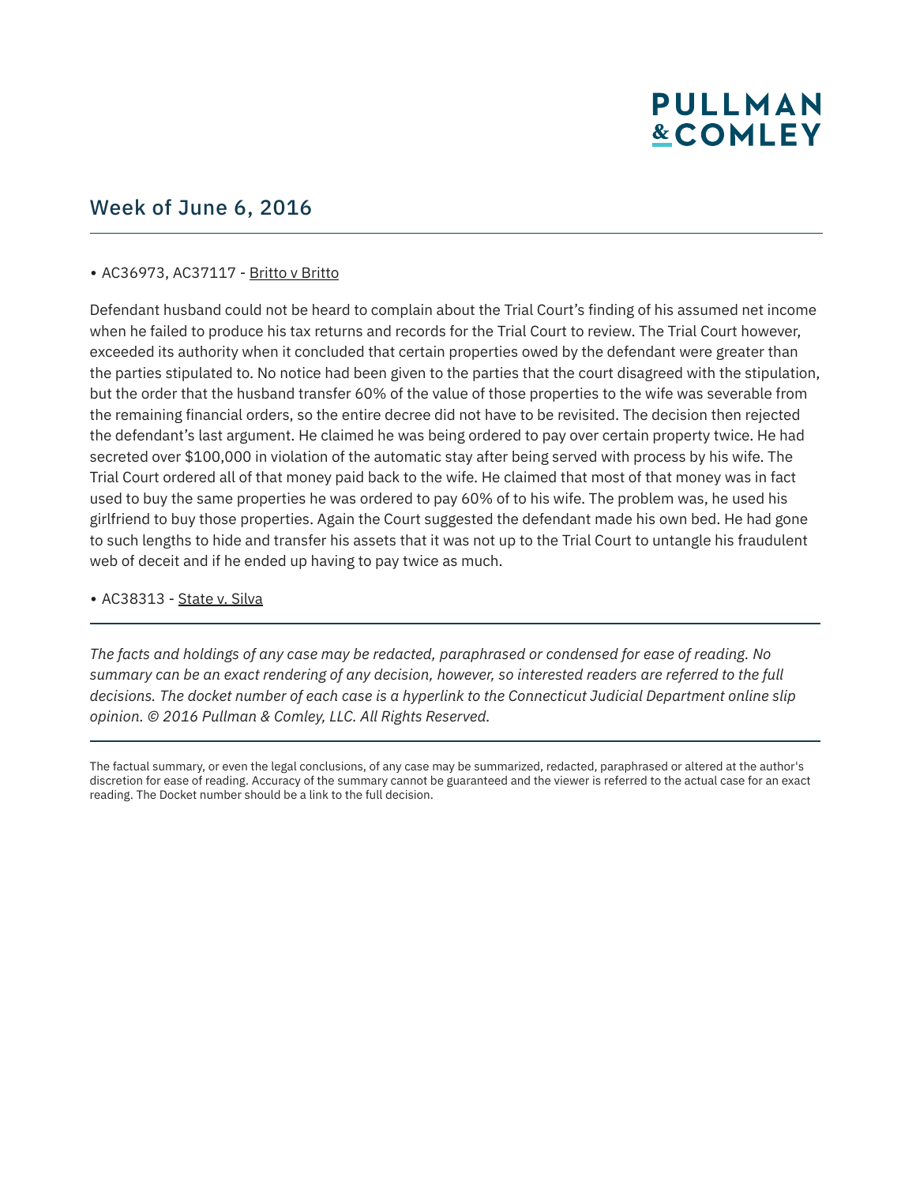## Week of June 6, 2016

• AC36973, AC37117 - Britto v Britto

Defendant husband could not be heard to complain about the Trial Court's finding of his assumed net income when he failed to produce his tax returns and records for the Trial Court to review. The Trial Court however, exceeded its authority when it concluded that certain properties owed by the defendant were greater than the parties stipulated to. No notice had been given to the parties that the court disagreed with the stipulation, but the order that the husband transfer 60% of the value of those properties to the wife was severable from the remaining financial orders, so the entire decree did not have to be revisited. The decision then rejected the defendant's last argument. He claimed he was being ordered to pay over certain property twice. He had secreted over $100,000 in violation of the automatic stay after being served with process by his wife. The Trial Court ordered all of that money paid back to the wife. He claimed that most of that money was in fact used to buy the same properties he was ordered to pay 60% of to his wife. The problem was, he used his girlfriend to buy those properties. Again the Court suggested the defendant made his own bed. He had gone to such lengths to hide and transfer his assets that it was not up to the Trial Court to untangle his fraudulent web of deceit and if he ended up having to pay twice as much.

• AC38313 - State v. Silva

---

*The facts and holdings of any case may be redacted, paraphrased or condensed for ease of reading. No summary can be an exact rendering of any decision, however, so interested readers are referred to the full decisions. The docket number of each case is a hyperlink to the Connecticut Judicial Department online slip opinion. © 2016 Pullman & Comley, LLC. All Rights Reserved.*

---

The factual summary, or even the legal conclusions, of any case may be summarized, redacted, paraphrased or altered at the author's discretion for ease of reading. Accuracy of the summary cannot be guaranteed and the viewer is referred to the actual case for an exact reading. The Docket number should be a link to the full decision.